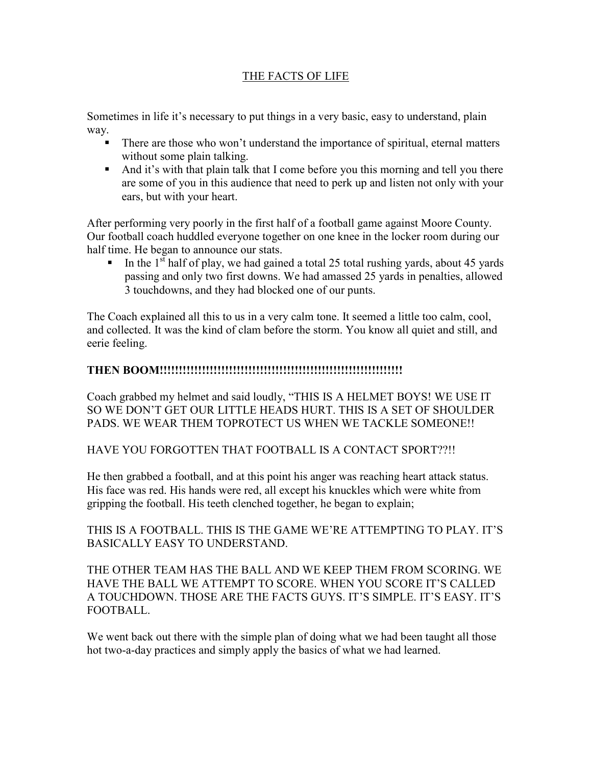# THE FACTS OF LIFE

Sometimes in life it's necessary to put things in a very basic, easy to understand, plain way.

- There are those who won't understand the importance of spiritual, eternal matters without some plain talking.
- And it's with that plain talk that I come before you this morning and tell you there are some of you in this audience that need to perk up and listen not only with your ears, but with your heart.

After performing very poorly in the first half of a football game against Moore County. Our football coach huddled everyone together on one knee in the locker room during our half time. He began to announce our stats.

- In the 1st half of play, we had gained a total 25 total rushing yards, about 45 yards passing and only two first downs. We had amassed 25 yards in penalties, allowed 3 touchdowns, and they had blocked one of our punts.

The Coach explained all this to us in a very calm tone. It seemed a little too calm, cool, and collected. It was the kind of clam before the storm. You know all quiet and still, and eerie feeling.

**THEN BOOM!!!!!!!!!!!!!!!!!!!!!!!!!!!!!!!!!!!!!!!!!!!!!!!!!!!!!!!!!!!!!**

Coach grabbed my helmet and said loudly, "THIS IS A HELMET BOYS! WE USE IT SO WE DON'T GET OUR LITTLE HEADS HURT. THIS IS A SET OF SHOULDER PADS. WE WEAR THEM TOPROTECT US WHEN WE TACKLE SOMEONE!!

HAVE YOU FORGOTTEN THAT FOOTBALL IS A CONTACT SPORT??!!

He then grabbed a football, and at this point his anger was reaching heart attack status. His face was red. His hands were red, all except his knuckles which were white from gripping the football. His teeth clenched together, he began to explain;

THIS IS A FOOTBALL. THIS IS THE GAME WE'RE ATTEMPTING TO PLAY. IT'S BASICALLY EASY TO UNDERSTAND.

THE OTHER TEAM HAS THE BALL AND WE KEEP THEM FROM SCORING. WE HAVE THE BALL WE ATTEMPT TO SCORE. WHEN YOU SCORE IT'S CALLED A TOUCHDOWN. THOSE ARE THE FACTS GUYS. IT'S SIMPLE. IT'S EASY. IT'S FOOTBALL.

We went back out there with the simple plan of doing what we had been taught all those hot two-a-day practices and simply apply the basics of what we had learned.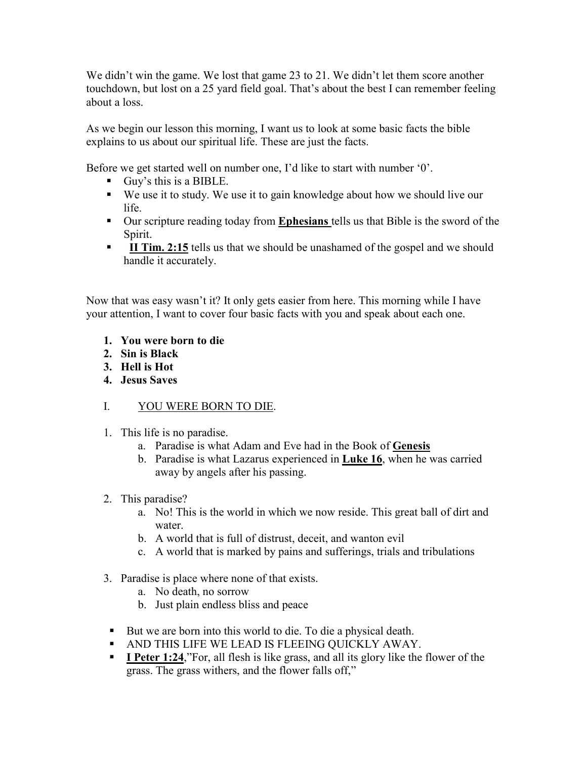We didn't win the game. We lost that game 23 to 21. We didn't let them score another touchdown, but lost on a 25 yard field goal. That's about the best I can remember feeling about a loss.

As we begin our lesson this morning, I want us to look at some basic facts the bible explains to us about our spiritual life. These are just the facts.

Before we get started well on number one, I'd like to start with number '0'.

- Guy's this is a BIBLE.
- We use it to study. We use it to gain knowledge about how we should live our life.
- Our scripture reading today from **Ephesians** tells us that Bible is the sword of the Spirit.
- **II Tim. 2:15** tells us that we should be unashamed of the gospel and we should handle it accurately.

Now that was easy wasn't it? It only gets easier from here. This morning while I have your attention, I want to cover four basic facts with you and speak about each one.

1. **You were born to die**
2. **Sin is Black**
3. **Hell is Hot**
4. **Jesus Saves**

I. YOU WERE BORN TO DIE.

1. This life is no paradise.
   a. Paradise is what Adam and Eve had in the Book of **Genesis**
   b. Paradise is what Lazarus experienced in **Luke 16**, when he was carried away by angels after his passing.

2. This paradise?
   a. No! This is the world in which we now reside. This great ball of dirt and water.
   b. A world that is full of distrust, deceit, and wanton evil
   c. A world that is marked by pains and sufferings, trials and tribulations

3. Paradise is place where none of that exists.
   a. No death, no sorrow
   b. Just plain endless bliss and peace

- But we are born into this world to die. To die a physical death.
- AND THIS LIFE WE LEAD IS FLEEING QUICKLY AWAY.
- **I Peter 1:24**,"For, all flesh is like grass, and all its glory like the flower of the grass. The grass withers, and the flower falls off,"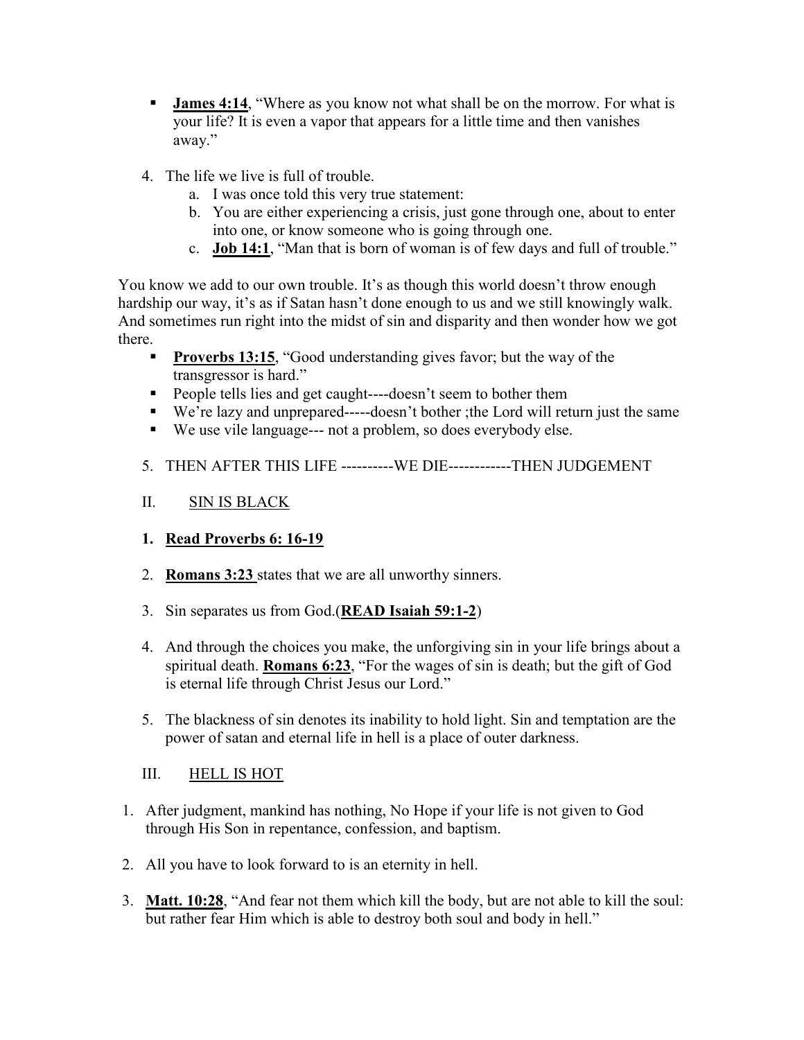- **James 4:14**, "Where as you know not what shall be on the morrow. For what is your life? It is even a vapor that appears for a little time and then vanishes away."

4. The life we live is full of trouble.
   a. I was once told this very true statement:
   b. You are either experiencing a crisis, just gone through one, about to enter into one, or know someone who is going through one.
   c. **Job 14:1**, "Man that is born of woman is of few days and full of trouble."

You know we add to our own trouble. It's as though this world doesn't throw enough hardship our way, it's as if Satan hasn't done enough to us and we still knowingly walk. And sometimes run right into the midst of sin and disparity and then wonder how we got there.

- **Proverbs 13:15**, "Good understanding gives favor; but the way of the transgressor is hard."
- People tells lies and get caught----doesn't seem to bother them
- We're lazy and unprepared-----doesn't bother ;the Lord will return just the same
- We use vile language--- not a problem, so does everybody else.

5. THEN AFTER THIS LIFE ----------WE DIE------------THEN JUDGEMENT

II. <u>SIN IS BLACK</u>

1. **<u>Read Proverbs 6: 16-19</u>**

2. **<u>Romans 3:23</u>** states that we are all unworthy sinners.

3. Sin separates us from God.(**<u>READ Isaiah 59:1-2</u>**)

4. And through the choices you make, the unforgiving sin in your life brings about a spiritual death. **<u>Romans 6:23</u>**, "For the wages of sin is death; but the gift of God is eternal life through Christ Jesus our Lord."

5. The blackness of sin denotes its inability to hold light. Sin and temptation are the power of satan and eternal life in hell is a place of outer darkness.

III. <u>HELL IS HOT</u>

1. After judgment, mankind has nothing, No Hope if your life is not given to God through His Son in repentance, confession, and baptism.

2. All you have to look forward to is an eternity in hell.

3. **<u>Matt. 10:28</u>**, "And fear not them which kill the body, but are not able to kill the soul: but rather fear Him which is able to destroy both soul and body in hell."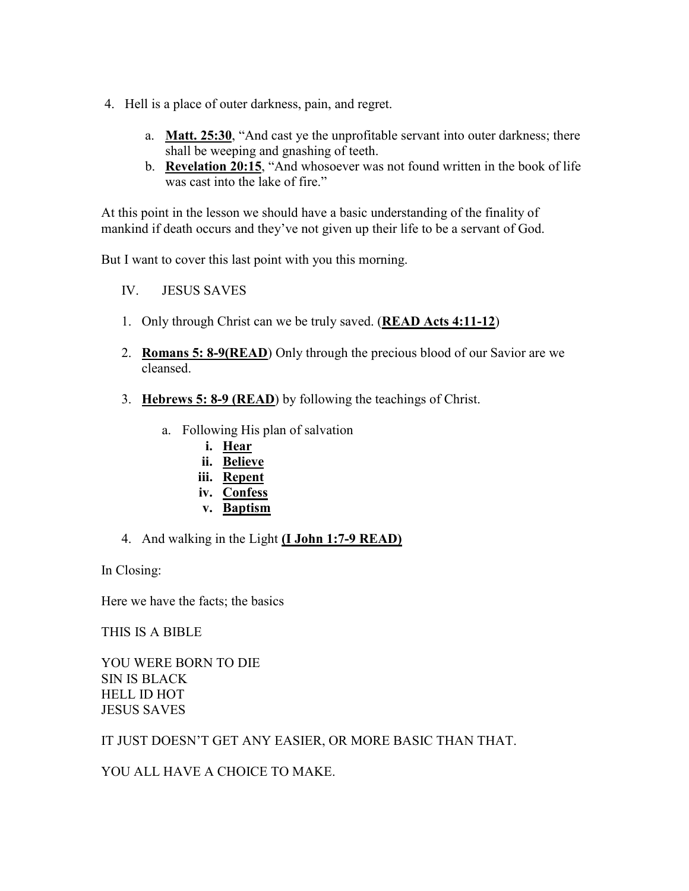4. Hell is a place of outer darkness, pain, and regret.

    a. **<u>Matt. 25:30</u>**, "And cast ye the unprofitable servant into outer darkness; there shall be weeping and gnashing of teeth.
    b. **<u>Revelation 20:15</u>**, "And whosoever was not found written in the book of life was cast into the lake of fire."

At this point in the lesson we should have a basic understanding of the finality of mankind if death occurs and they've not given up their life to be a servant of God.

But I want to cover this last point with you this morning.

IV. JESUS SAVES

1. Only through Christ can we be truly saved. (**<u>READ Acts 4:11-12</u>**)

2. **<u>Romans 5: 8-9(READ</u>**) Only through the precious blood of our Savior are we cleansed.

3. **<u>Hebrews 5: 8-9 (READ</u>**) by following the teachings of Christ.

    a. Following His plan of salvation
        i. **<u>Hear</u>**
        ii. **<u>Believe</u>**
        iii. **<u>Repent</u>**
        iv. **<u>Confess</u>**
        v. **<u>Baptism</u>**

4. And walking in the Light **<u>(I John 1:7-9 READ)</u>**

In Closing:

Here we have the facts; the basics

THIS IS A BIBLE

YOU WERE BORN TO DIE
SIN IS BLACK
HELL ID HOT
JESUS SAVES

IT JUST DOESN'T GET ANY EASIER, OR MORE BASIC THAN THAT.

YOU ALL HAVE A CHOICE TO MAKE.